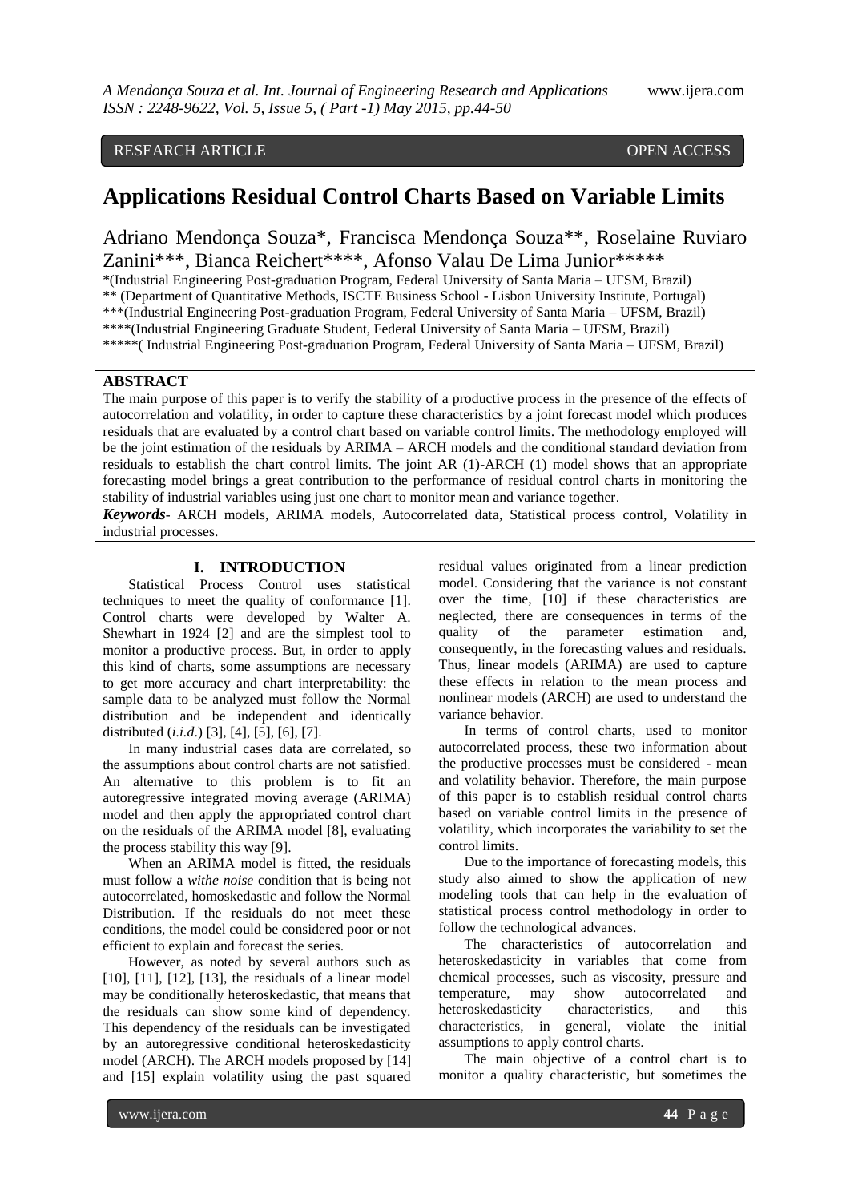RESEARCH ARTICLE OPEN ACCESS

# Applications Residual Control Charts Based on Variable Limits

Adriano Mendonça Souza*, Francisca Mendonça Souza**, Roselaine Ruviaro Zanini***, Bianca Reichert****, Afonso Valau De Lima Junior*****

*(Industrial Engineering Post-graduation Program, Federal University of Santa Maria – UFSM, Brazil)
** (Department of Quantitative Methods, ISCTE Business School - Lisbon University Institute, Portugal)
***(Industrial Engineering Post-graduation Program, Federal University of Santa Maria – UFSM, Brazil)
****(Industrial Engineering Graduate Student, Federal University of Santa Maria – UFSM, Brazil)
*****( Industrial Engineering Post-graduation Program, Federal University of Santa Maria – UFSM, Brazil)

## ABSTRACT

The main purpose of this paper is to verify the stability of a productive process in the presence of the effects of autocorrelation and volatility, in order to capture these characteristics by a joint forecast model which produces residuals that are evaluated by a control chart based on variable control limits. The methodology employed will be the joint estimation of the residuals by ARIMA – ARCH models and the conditional standard deviation from residuals to establish the chart control limits. The joint AR (1)-ARCH (1) model shows that an appropriate forecasting model brings a great contribution to the performance of residual control charts in monitoring the stability of industrial variables using just one chart to monitor mean and variance together.

***Keywords***- ARCH models, ARIMA models, Autocorrelated data, Statistical process control, Volatility in industrial processes.

## I. INTRODUCTION

Statistical Process Control uses statistical techniques to meet the quality of conformance [1]. Control charts were developed by Walter A. Shewhart in 1924 [2] and are the simplest tool to monitor a productive process. But, in order to apply this kind of charts, some assumptions are necessary to get more accuracy and chart interpretability: the sample data to be analyzed must follow the Normal distribution and be independent and identically distributed (*i.i.d*.) [3], [4], [5], [6], [7].

In many industrial cases data are correlated, so the assumptions about control charts are not satisfied. An alternative to this problem is to fit an autoregressive integrated moving average (ARIMA) model and then apply the appropriated control chart on the residuals of the ARIMA model [8], evaluating the process stability this way [9].

When an ARIMA model is fitted, the residuals must follow a *withe noise* condition that is being not autocorrelated, homoskedastic and follow the Normal Distribution. If the residuals do not meet these conditions, the model could be considered poor or not efficient to explain and forecast the series.

However, as noted by several authors such as [10], [11], [12], [13], the residuals of a linear model may be conditionally heteroskedastic, that means that the residuals can show some kind of dependency. This dependency of the residuals can be investigated by an autoregressive conditional heteroskedasticity model (ARCH). The ARCH models proposed by [14] and [15] explain volatility using the past squared residual values originated from a linear prediction model. Considering that the variance is not constant over the time, [10] if these characteristics are neglected, there are consequences in terms of the quality of the parameter estimation and, consequently, in the forecasting values and residuals. Thus, linear models (ARIMA) are used to capture these effects in relation to the mean process and nonlinear models (ARCH) are used to understand the variance behavior.

In terms of control charts, used to monitor autocorrelated process, these two information about the productive processes must be considered - mean and volatility behavior. Therefore, the main purpose of this paper is to establish residual control charts based on variable control limits in the presence of volatility, which incorporates the variability to set the control limits.

Due to the importance of forecasting models, this study also aimed to show the application of new modeling tools that can help in the evaluation of statistical process control methodology in order to follow the technological advances.

The characteristics of autocorrelation and heteroskedasticity in variables that come from chemical processes, such as viscosity, pressure and temperature, may show autocorrelated and heteroskedasticity characteristics, and this characteristics, in general, violate the initial assumptions to apply control charts.

The main objective of a control chart is to monitor a quality characteristic, but sometimes the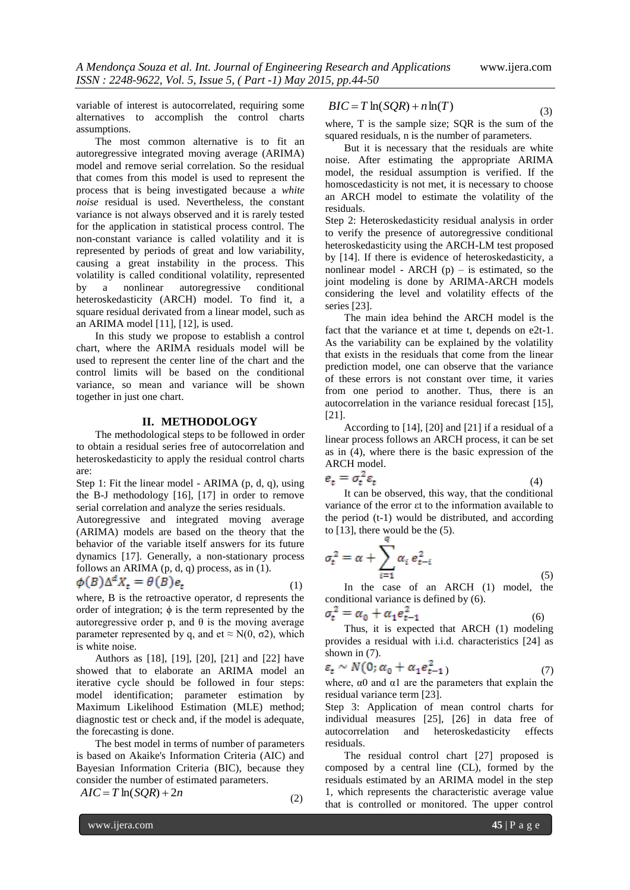variable of interest is autocorrelated, requiring some alternatives to accomplish the control charts assumptions.

The most common alternative is to fit an autoregressive integrated moving average (ARIMA) model and remove serial correlation. So the residual that comes from this model is used to represent the process that is being investigated because a *white noise* residual is used. Nevertheless, the constant variance is not always observed and it is rarely tested for the application in statistical process control. The non-constant variance is called volatility and it is represented by periods of great and low variability, causing a great instability in the process. This volatility is called conditional volatility, represented by a nonlinear autoregressive conditional heteroskedasticity (ARCH) model. To find it, a square residual derivated from a linear model, such as an ARIMA model [11], [12], is used.

In this study we propose to establish a control chart, where the ARIMA residuals model will be used to represent the center line of the chart and the control limits will be based on the conditional variance, so mean and variance will be shown together in just one chart.

## II. METHODOLOGY

The methodological steps to be followed in order to obtain a residual series free of autocorrelation and heteroskedasticity to apply the residual control charts are:

Step 1: Fit the linear model - ARIMA (p, d, q), using the B-J methodology [16], [17] in order to remove serial correlation and analyze the series residuals.

Autoregressive and integrated moving average (ARIMA) models are based on the theory that the behavior of the variable itself answers for its future dynamics [17]. Generally, a non-stationary process follows an ARIMA (p, d, q) process, as in (1).

$$\phi(B)\Delta^d X_t = \theta(B)e_t \tag{1}$$

where, B is the retroactive operator, d represents the order of integration; $\phi$ is the term represented by the autoregressive order p, and $\theta$ is the moving average parameter represented by q, and et $\approx N(0, \sigma 2)$, which is white noise.

Authors as [18], [19], [20], [21] and [22] have showed that to elaborate an ARIMA model an iterative cycle should be followed in four steps: model identification; parameter estimation by Maximum Likelihood Estimation (MLE) method; diagnostic test or check and, if the model is adequate, the forecasting is done.

The best model in terms of number of parameters is based on Akaike's Information Criteria (AIC) and Bayesian Information Criteria (BIC), because they consider the number of estimated parameters.

$$AIC = T\ln(SQR) + 2n \tag{2}$$

$$BIC = T\ln(SQR) + n\ln(T) \tag{3}$$

where, T is the sample size; SQR is the sum of the squared residuals, n is the number of parameters.

But it is necessary that the residuals are white noise. After estimating the appropriate ARIMA model, the residual assumption is verified. If the homoscedasticity is not met, it is necessary to choose an ARCH model to estimate the volatility of the residuals.

Step 2: Heteroskedasticity residual analysis in order to verify the presence of autoregressive conditional heteroskedasticity using the ARCH-LM test proposed by [14]. If there is evidence of heteroskedasticity, a nonlinear model - ARCH (p) – is estimated, so the joint modeling is done by ARIMA-ARCH models considering the level and volatility effects of the series [23].

The main idea behind the ARCH model is the fact that the variance et at time t, depends on e2t-1. As the variability can be explained by the volatility that exists in the residuals that come from the linear prediction model, one can observe that the variance of these errors is not constant over time, it varies from one period to another. Thus, there is an autocorrelation in the variance residual forecast [15], [21].

According to [14], [20] and [21] if a residual of a linear process follows an ARCH process, it can be set as in (4), where there is the basic expression of the ARCH model.

$$e_t = \sigma_t^2 \varepsilon_t \tag{4}$$

It can be observed, this way, that the conditional variance of the error εt to the information available to the period (t-1) would be distributed, and according to [13], there would be the (5).

$$\sigma_t^2 = \alpha + \sum_{i=1}^{q} \alpha_i \, e_{t-i}^2 \tag{5}$$

In the case of an ARCH (1) model, the conditional variance is defined by (6).

$$\sigma_t^2 = \alpha_0 + \alpha_1 e_{t-1}^2 \tag{6}$$

Thus, it is expected that ARCH (1) modeling provides a residual with i.i.d. characteristics [24] as shown in (7).

$$\varepsilon_t \sim N(0; \alpha_0 + \alpha_1 e_{t-1}^2) \tag{7}$$

where, α0 and α1 are the parameters that explain the residual variance term [23].

Step 3: Application of mean control charts for individual measures [25], [26] in data free of autocorrelation and heteroskedasticity effects residuals.

The residual control chart [27] proposed is composed by a central line (CL), formed by the residuals estimated by an ARIMA model in the step 1, which represents the characteristic average value that is controlled or monitored. The upper control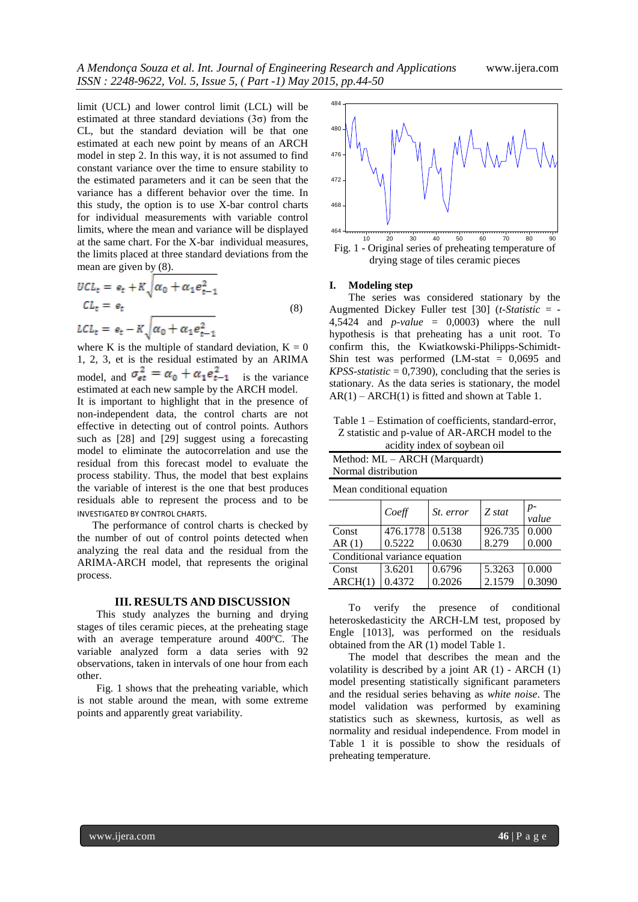limit (UCL) and lower control limit (LCL) will be estimated at three standard deviations (3σ) from the CL, but the standard deviation will be that one estimated at each new point by means of an ARCH model in step 2. In this way, it is not assumed to find constant variance over the time to ensure stability to the estimated parameters and it can be seen that the variance has a different behavior over the time. In this study, the option is to use X-bar control charts for individual measurements with variable control limits, where the mean and variance will be displayed at the same chart. For the X-bar individual measures, the limits placed at three standard deviations from the mean are given by (8).

$$UCL_t = e_t + K\sqrt{\alpha_0 + \alpha_1 e_{t-1}^2}$$
$$CL_t = e_t \qquad (8)$$
$$LCL_t = e_t - K\sqrt{\alpha_0 + \alpha_1 e_{t-1}^2}$$

where K is the multiple of standard deviation, K = 0 1, 2, 3, et is the residual estimated by an ARIMA model, and $\sigma_{et}^2 = \alpha_0 + \alpha_1 e_{t-1}^2$ is the variance estimated at each new sample by the ARCH model.

It is important to highlight that in the presence of non-independent data, the control charts are not effective in detecting out of control points. Authors such as [28] and [29] suggest using a forecasting model to eliminate the autocorrelation and use the residual from this forecast model to evaluate the process stability. Thus, the model that best explains the variable of interest is the one that best produces residuals able to represent the process and to be INVESTIGATED BY CONTROL CHARTS.

The performance of control charts is checked by the number of out of control points detected when analyzing the real data and the residual from the ARIMA-ARCH model, that represents the original process.

## III. RESULTS AND DISCUSSION

This study analyzes the burning and drying stages of tiles ceramic pieces, at the preheating stage with an average temperature around 400ºC. The variable analyzed form a data series with 92 observations, taken in intervals of one hour from each other.

Fig. 1 shows that the preheating variable, which is not stable around the mean, with some extreme points and apparently great variability.

Fig. 1 - Original series of preheating temperature of drying stage of tiles ceramic pieces

### I. Modeling step

The series was considered stationary by the Augmented Dickey Fuller test [30] (*t-Statistic* = -4,5424 and *p-value* = 0,0003) where the null hypothesis is that preheating has a unit root. To confirm this, the Kwiatkowski-Philipps-Schimidt-Shin test was performed (LM-stat = 0,0695 and *KPSS-statistic* = 0,7390), concluding that the series is stationary. As the data series is stationary, the model AR(1) – ARCH(1) is fitted and shown at Table 1.

Table 1 – Estimation of coefficients, standard-error, Z statistic and p-value of AR-ARCH model to the acidity index of soybean oil

Method: ML – ARCH (Marquardt)
Normal distribution

| Mean conditional equation | | | | |
|---|---|---|---|---|
| | *Coeff* | *St. error* | *Z stat* | *p-value* |
| Const | 476.1778 | 0.5138 | 926.735 | 0.000 |
| AR (1) | 0.5222 | 0.0630 | 8.279 | 0.000 |
| Conditional variance equation | | | | |
| Const | 3.6201 | 0.6796 | 5.3263 | 0.000 |
| ARCH(1) | 0.4372 | 0.2026 | 2.1579 | 0.3090 |

To verify the presence of conditional heteroskedasticity the ARCH-LM test, proposed by Engle [1013], was performed on the residuals obtained from the AR (1) model Table 1.

The model that describes the mean and the volatility is described by a joint AR (1) - ARCH (1) model presenting statistically significant parameters and the residual series behaving as *white noise*. The model validation was performed by examining statistics such as skewness, kurtosis, as well as normality and residual independence. From model in Table 1 it is possible to show the residuals of preheating temperature.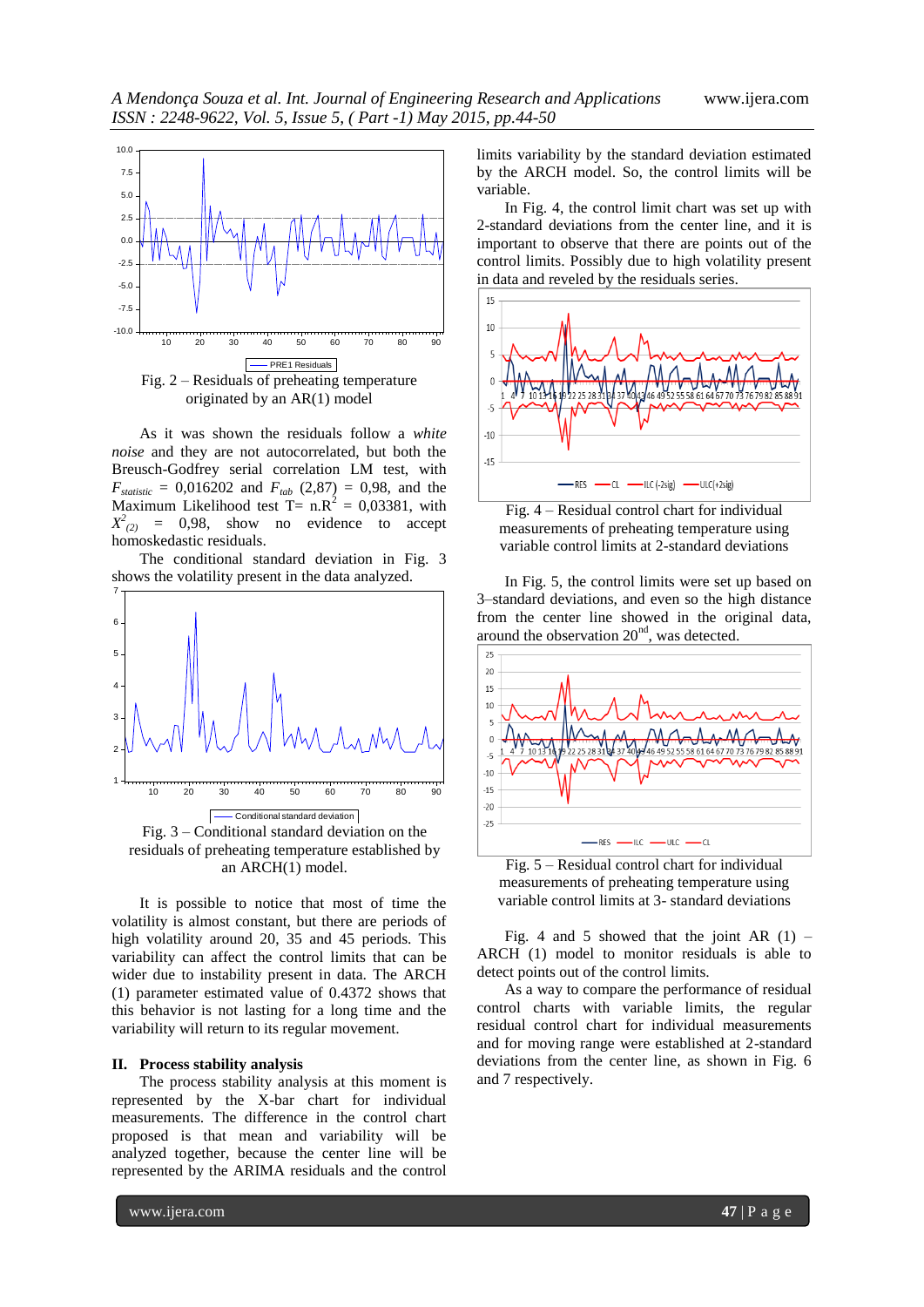Fig. 2 – Residuals of preheating temperature originated by an AR(1) model

As it was shown the residuals follow a *white noise* and they are not autocorrelated, but both the Breusch-Godfrey serial correlation LM test, with $F_{statistic}$ = 0,016202 and $F_{tab}$ (2,87) = 0,98, and the Maximum Likelihood test T= n.$R^2$ = 0,03381, with $X^2_{(2)}$ = 0,98, show no evidence to accept homoskedastic residuals.

The conditional standard deviation in Fig. 3 shows the volatility present in the data analyzed.

Fig. 3 – Conditional standard deviation on the residuals of preheating temperature established by an ARCH(1) model.

It is possible to notice that most of time the volatility is almost constant, but there are periods of high volatility around 20, 35 and 45 periods. This variability can affect the control limits that can be wider due to instability present in data. The ARCH (1) parameter estimated value of 0.4372 shows that this behavior is not lasting for a long time and the variability will return to its regular movement.

## II. Process stability analysis

The process stability analysis at this moment is represented by the X-bar chart for individual measurements. The difference in the control chart proposed is that mean and variability will be analyzed together, because the center line will be represented by the ARIMA residuals and the control limits variability by the standard deviation estimated by the ARCH model. So, the control limits will be variable.

In Fig. 4, the control limit chart was set up with 2-standard deviations from the center line, and it is important to observe that there are points out of the control limits. Possibly due to high volatility present in data and reveled by the residuals series.

Fig. 4 – Residual control chart for individual measurements of preheating temperature using variable control limits at 2-standard deviations

In Fig. 5, the control limits were set up based on 3–standard deviations, and even so the high distance from the center line showed in the original data, around the observation 20[nd], was detected.

Fig. 5 – Residual control chart for individual measurements of preheating temperature using variable control limits at 3- standard deviations

Fig. 4 and 5 showed that the joint AR (1) – ARCH (1) model to monitor residuals is able to detect points out of the control limits.

As a way to compare the performance of residual control charts with variable limits, the regular residual control chart for individual measurements and for moving range were established at 2-standard deviations from the center line, as shown in Fig. 6 and 7 respectively.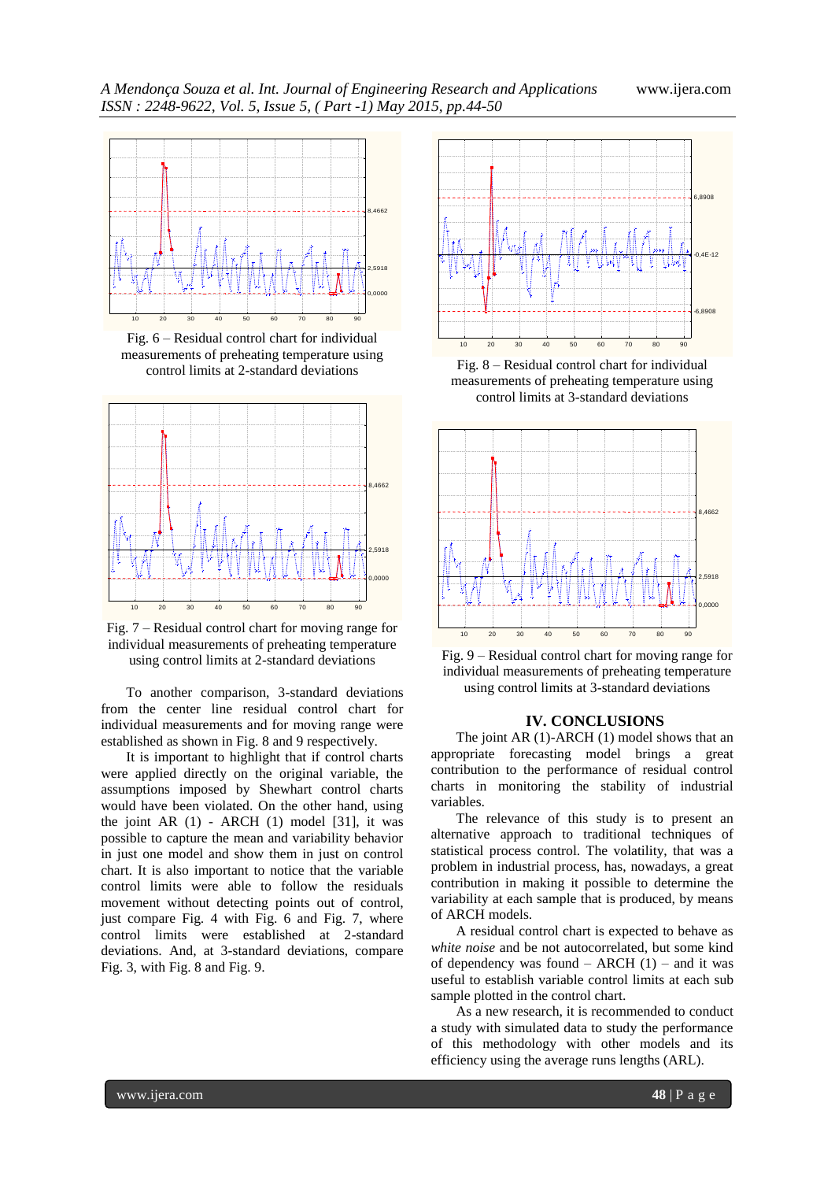Fig. 6 – Residual control chart for individual measurements of preheating temperature using control limits at 2-standard deviations

Fig. 7 – Residual control chart for moving range for individual measurements of preheating temperature using control limits at 2-standard deviations

To another comparison, 3-standard deviations from the center line residual control chart for individual measurements and for moving range were established as shown in Fig. 8 and 9 respectively.

It is important to highlight that if control charts were applied directly on the original variable, the assumptions imposed by Shewhart control charts would have been violated. On the other hand, using the joint AR (1) - ARCH (1) model [31], it was possible to capture the mean and variability behavior in just one model and show them in just on control chart. It is also important to notice that the variable control limits were able to follow the residuals movement without detecting points out of control, just compare Fig. 4 with Fig. 6 and Fig. 7, where control limits were established at 2-standard deviations. And, at 3-standard deviations, compare Fig. 3, with Fig. 8 and Fig. 9.

Fig. 8 – Residual control chart for individual measurements of preheating temperature using control limits at 3-standard deviations

Fig. 9 – Residual control chart for moving range for individual measurements of preheating temperature using control limits at 3-standard deviations

## IV. CONCLUSIONS

The joint AR (1)-ARCH (1) model shows that an appropriate forecasting model brings a great contribution to the performance of residual control charts in monitoring the stability of industrial variables.

The relevance of this study is to present an alternative approach to traditional techniques of statistical process control. The volatility, that was a problem in industrial process, has, nowadays, a great contribution in making it possible to determine the variability at each sample that is produced, by means of ARCH models.

A residual control chart is expected to behave as *white noise* and be not autocorrelated, but some kind of dependency was found – ARCH (1) – and it was useful to establish variable control limits at each sub sample plotted in the control chart.

As a new research, it is recommended to conduct a study with simulated data to study the performance of this methodology with other models and its efficiency using the average runs lengths (ARL).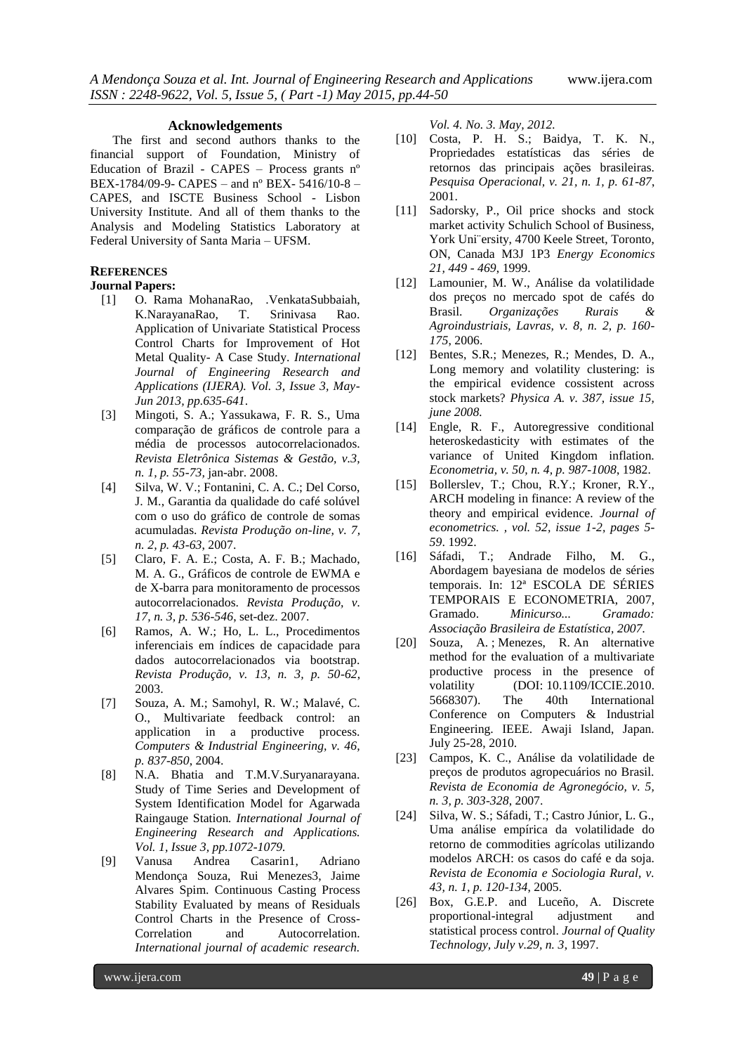## Acknowledgements

The first and second authors thanks to the financial support of Foundation, Ministry of Education of Brazil - CAPES – Process grants nº BEX-1784/09-9- CAPES – and nº BEX- 5416/10-8 – CAPES, and ISCTE Business School - Lisbon University Institute. And all of them thanks to the Analysis and Modeling Statistics Laboratory at Federal University of Santa Maria – UFSM.

## REFERENCES

### Journal Papers:

- [1] O. Rama MohanaRao, .VenkataSubbaiah, K.NarayanaRao, T. Srinivasa Rao. Application of Univariate Statistical Process Control Charts for Improvement of Hot Metal Quality- A Case Study. *International Journal of Engineering Research and Applications (IJERA). Vol. 3, Issue 3, May-Jun 2013, pp.635-641*.
- [3] Mingoti, S. A.; Yassukawa, F. R. S., Uma comparação de gráficos de controle para a média de processos autocorrelacionados. *Revista Eletrônica Sistemas & Gestão, v.3, n. 1, p. 55-73*, jan-abr. 2008.
- [4] Silva, W. V.; Fontanini, C. A. C.; Del Corso, J. M., Garantia da qualidade do café solúvel com o uso do gráfico de controle de somas acumuladas. *Revista Produção on-line, v. 7, n. 2, p. 43-63*, 2007.
- [5] Claro, F. A. E.; Costa, A. F. B.; Machado, M. A. G., Gráficos de controle de EWMA e de X-barra para monitoramento de processos autocorrelacionados. *Revista Produção, v. 17, n. 3, p. 536-546*, set-dez. 2007.
- [6] Ramos, A. W.; Ho, L. L., Procedimentos inferenciais em índices de capacidade para dados autocorrelacionados via bootstrap. *Revista Produção, v. 13, n. 3, p. 50-62*, 2003.
- [7] Souza, A. M.; Samohyl, R. W.; Malavé, C. O., Multivariate feedback control: an application in a productive process. *Computers & Industrial Engineering, v. 46, p. 837-850*, 2004.
- [8] N.A. Bhatia and T.M.V.Suryanarayana. Study of Time Series and Development of System Identification Model for Agarwada Raingauge Station. *International Journal of Engineering Research and Applications. Vol. 1, Issue 3, pp.1072-1079.*
- [9] Vanusa Andrea Casarin1, Adriano Mendonça Souza, Rui Menezes3, Jaime Alvares Spim. Continuous Casting Process Stability Evaluated by means of Residuals Control Charts in the Presence of Cross-Correlation and Autocorrelation. *International journal of academic research. Vol. 4. No. 3. May, 2012.*
- [10] Costa, P. H. S.; Baidya, T. K. N., Propriedades estatísticas das séries de retornos das principais ações brasileiras. *Pesquisa Operacional, v. 21, n. 1, p. 61-87*, 2001.
- [11] Sadorsky, P., Oil price shocks and stock market activity Schulich School of Business, York Uni¨ersity, 4700 Keele Street, Toronto, ON, Canada M3J 1P3 *Energy Economics 21, 449 - 469*, 1999.
- [12] Lamounier, M. W., Análise da volatilidade dos preços no mercado spot de cafés do Brasil. *Organizações Rurais & Agroindustriais, Lavras, v. 8, n. 2, p. 160-175*, 2006.
- [12] Bentes, S.R.; Menezes, R.; Mendes, D. A., Long memory and volatility clustering: is the empirical evidence cossistent across stock markets? *Physica A. v. 387, issue 15, june 2008.*
- [14] Engle, R. F., Autoregressive conditional heteroskedasticity with estimates of the variance of United Kingdom inflation. *Econometria, v. 50, n. 4, p. 987-1008*, 1982.
- [15] Bollerslev, T.; Chou, R.Y.; Kroner, R.Y., ARCH modeling in finance: A review of the theory and empirical evidence. *Journal of econometrics. , vol. 52, issue 1-2, pages 5-59*. 1992.
- [16] Sáfadi, T.; Andrade Filho, M. G., Abordagem bayesiana de modelos de séries temporais. In: 12ª ESCOLA DE SÉRIES TEMPORAIS E ECONOMETRIA, 2007, Gramado. *Minicurso... Gramado: Associação Brasileira de Estatística, 2007.*
- [20] Souza, A. ; Menezes, R. An alternative method for the evaluation of a multivariate productive process in the presence of volatility (DOI: 10.1109/ICCIE.2010. 5668307). The 40th International Conference on Computers & Industrial Engineering. IEEE. Awaji Island, Japan. July 25-28, 2010.
- [23] Campos, K. C., Análise da volatilidade de preços de produtos agropecuários no Brasil. *Revista de Economia de Agronegócio, v. 5, n. 3, p. 303-328*, 2007.
- [24] Silva, W. S.; Sáfadi, T.; Castro Júnior, L. G., Uma análise empírica da volatilidade do retorno de commodities agrícolas utilizando modelos ARCH: os casos do café e da soja. *Revista de Economia e Sociologia Rural, v. 43, n. 1, p. 120-134*, 2005.
- [26] Box, G.E.P. and Luceño, A. Discrete proportional-integral adjustment and statistical process control. *Journal of Quality Technology, July v.29, n. 3*, 1997.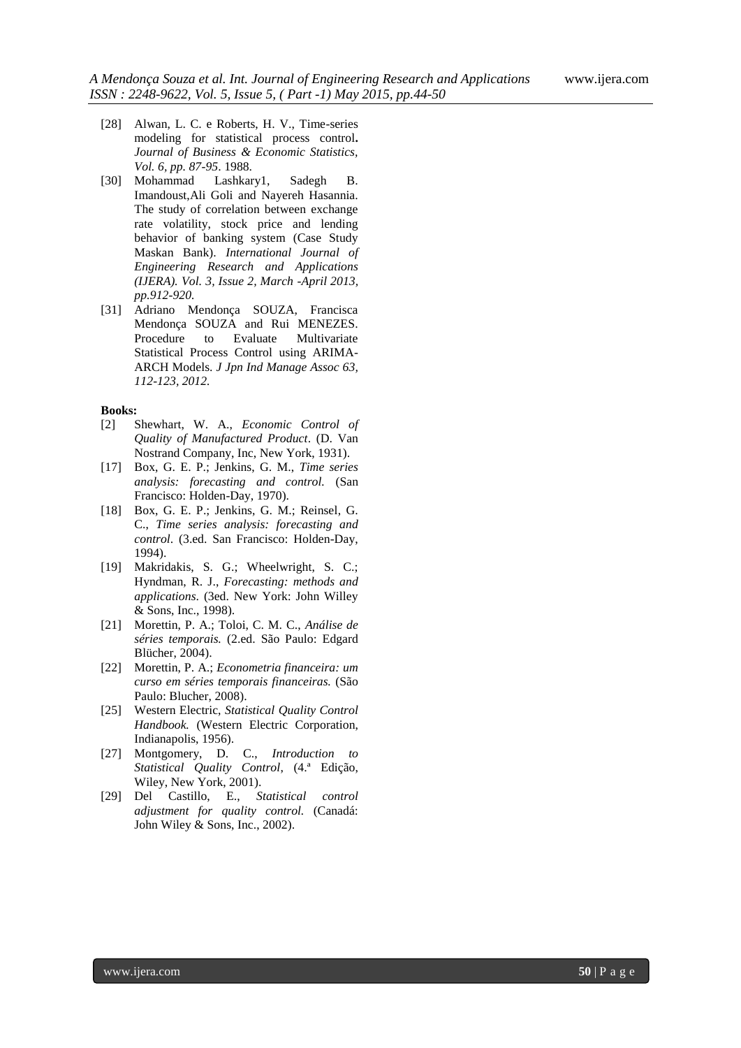[28] Alwan, L. C. e Roberts, H. V., Time-series modeling for statistical process control**.** *Journal of Business & Economic Statistics, Vol. 6, pp. 87-95*. 1988.

[30] Mohammad Lashkary1, Sadegh B. Imandoust,Ali Goli and Nayereh Hasannia. The study of correlation between exchange rate volatility, stock price and lending behavior of banking system (Case Study Maskan Bank). *International Journal of Engineering Research and Applications (IJERA). Vol. 3, Issue 2, March -April 2013, pp.912-920.*

[31] Adriano Mendonça SOUZA, Francisca Mendonça SOUZA and Rui MENEZES. Procedure to Evaluate Multivariate Statistical Process Control using ARIMA-ARCH Models. *J Jpn Ind Manage Assoc 63, 112-123, 2012.*

**Books:**

[2] Shewhart, W. A., *Economic Control of Quality of Manufactured Product*. (D. Van Nostrand Company, Inc, New York, 1931).

[17] Box, G. E. P.; Jenkins, G. M., *Time series analysis: forecasting and control.* (San Francisco: Holden-Day, 1970).

[18] Box, G. E. P.; Jenkins, G. M.; Reinsel, G. C., *Time series analysis: forecasting and control*. (3.ed. San Francisco: Holden-Day, 1994).

[19] Makridakis, S. G.; Wheelwright, S. C.; Hyndman, R. J., *Forecasting: methods and applications*. (3ed. New York: John Willey & Sons, Inc., 1998).

[21] Morettin, P. A.; Toloi, C. M. C., *Análise de séries temporais.* (2.ed. São Paulo: Edgard Blücher, 2004).

[22] Morettin, P. A.; *Econometria financeira: um curso em séries temporais financeiras.* (São Paulo: Blucher, 2008).

[25] Western Electric, *Statistical Quality Control Handbook.* (Western Electric Corporation, Indianapolis, 1956).

[27] Montgomery, D. C., *Introduction to Statistical Quality Control*, (4.ª Edição, Wiley, New York, 2001).

[29] Del Castillo, E., *Statistical control adjustment for quality control.* (Canadá: John Wiley & Sons, Inc., 2002).